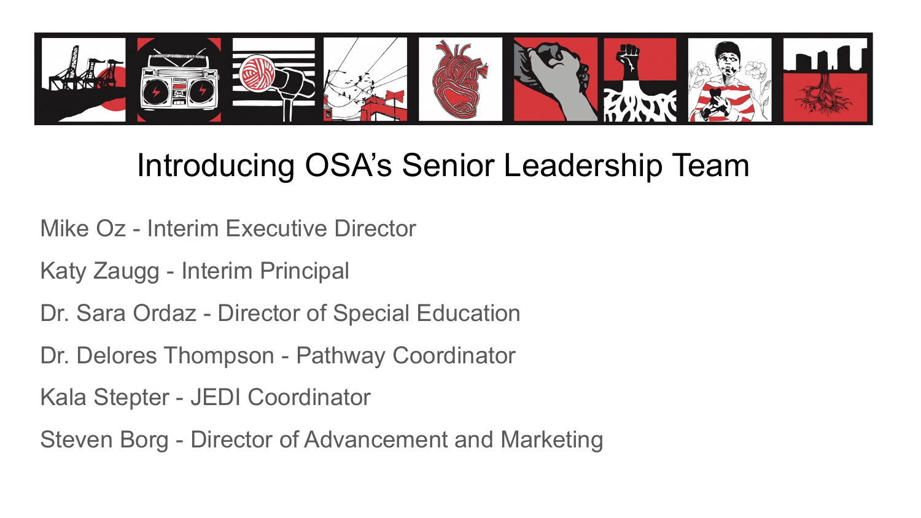# Introducing OSA's Senior Leadership Team

Mike Oz - Interim Executive Director

Katy Zaugg - Interim Principal

Dr. Sara Ordaz - Director of Special Education

Dr. Delores Thompson - Pathway Coordinator

Kala Stepter - JEDI Coordinator

Steven Borg - Director of Advancement and Marketing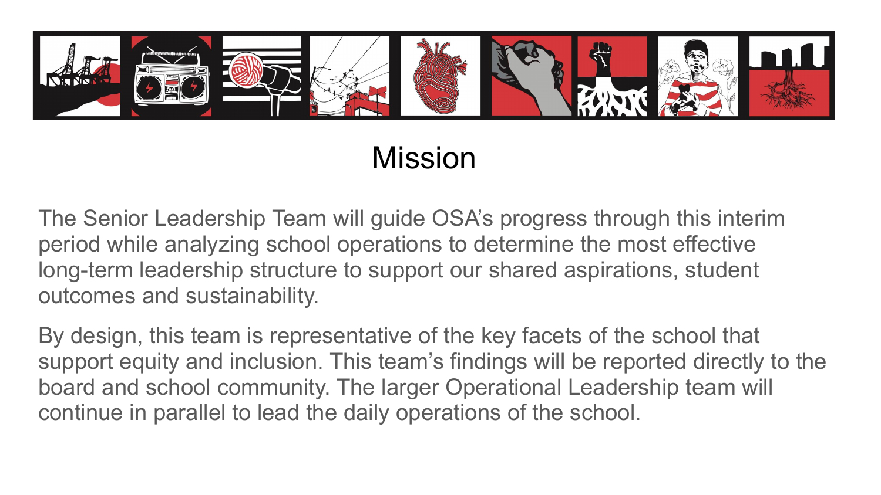# Mission

The Senior Leadership Team will guide OSA's progress through this interim period while analyzing school operations to determine the most effective long-term leadership structure to support our shared aspirations, student outcomes and sustainability.

By design, this team is representative of the key facets of the school that support equity and inclusion. This team's findings will be reported directly to the board and school community. The larger Operational Leadership team will continue in parallel to lead the daily operations of the school.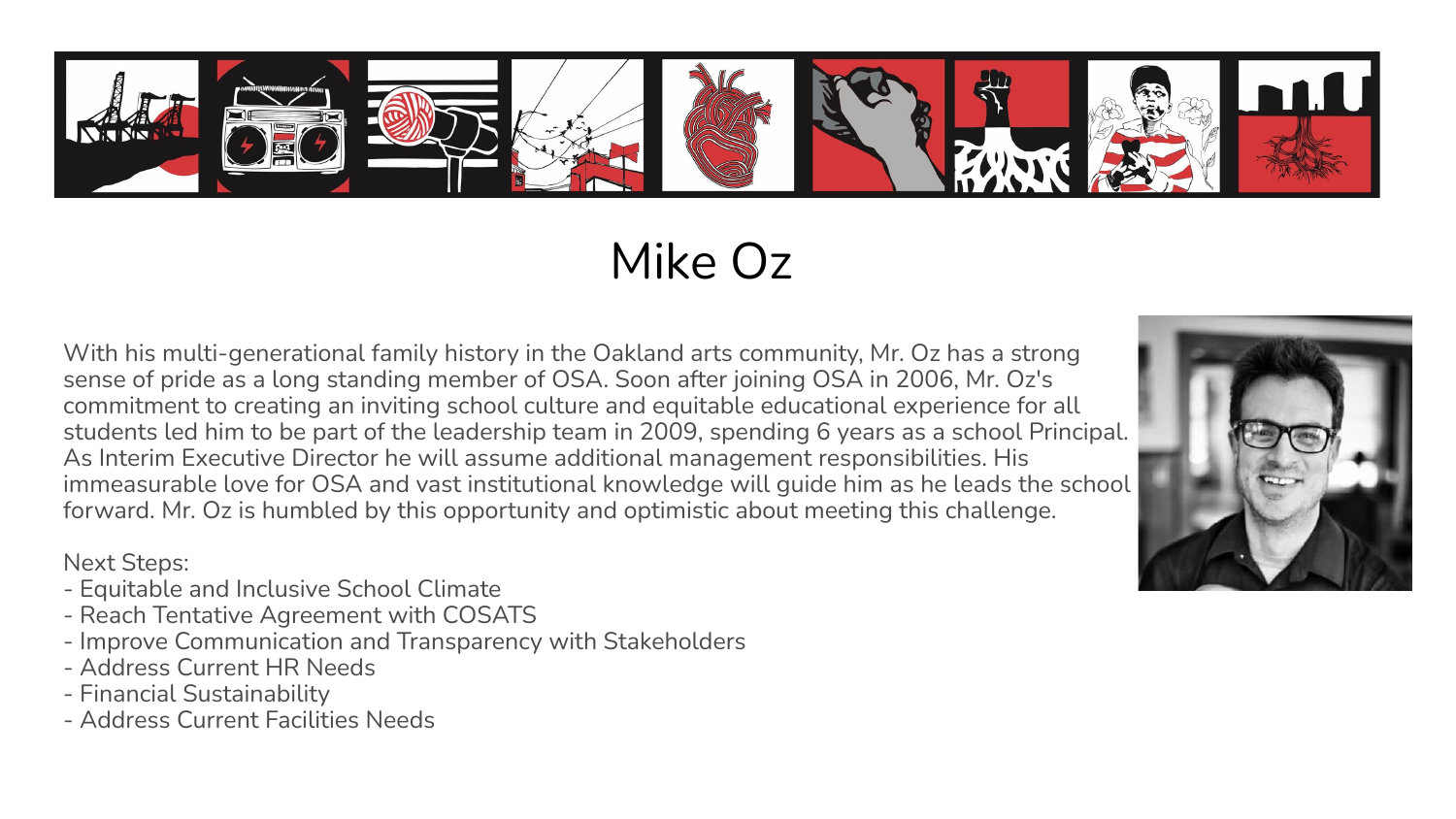# Mike Oz

With his multi-generational family history in the Oakland arts community, Mr. Oz has a strong sense of pride as a long standing member of OSA. Soon after joining OSA in 2006, Mr. Oz's commitment to creating an inviting school culture and equitable educational experience for all students led him to be part of the leadership team in 2009, spending 6 years as a school Principal. As Interim Executive Director he will assume additional management responsibilities. His immeasurable love for OSA and vast institutional knowledge will guide him as he leads the school forward. Mr. Oz is humbled by this opportunity and optimistic about meeting this challenge.

Next Steps:

- Equitable and Inclusive School Climate
- Reach Tentative Agreement with COSATS
- Improve Communication and Transparency with Stakeholders
- Address Current HR Needs
- Financial Sustainability
- Address Current Facilities Needs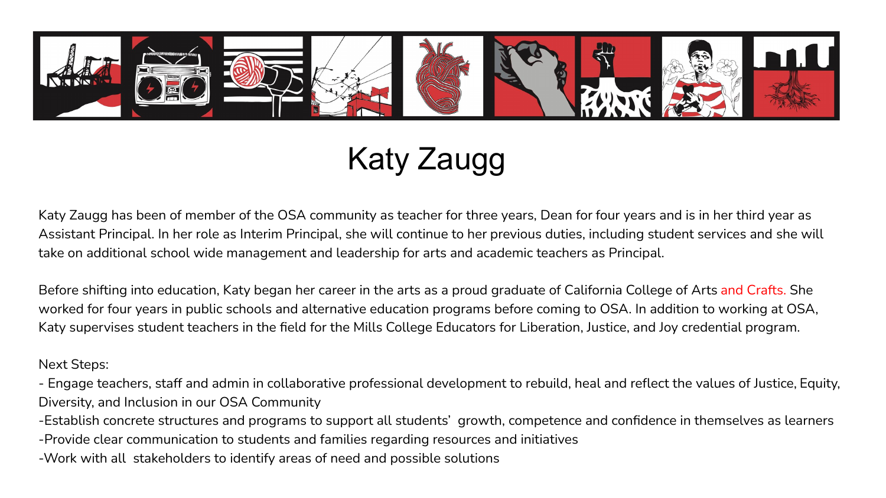# Katy Zaugg

Katy Zaugg has been of member of the OSA community as teacher for three years, Dean for four years and is in her third year as Assistant Principal. In her role as Interim Principal, she will continue to her previous duties, including student services and she will take on additional school wide management and leadership for arts and academic teachers as Principal.

Before shifting into education, Katy began her career in the arts as a proud graduate of California College of Arts and Crafts. She worked for four years in public schools and alternative education programs before coming to OSA. In addition to working at OSA, Katy supervises student teachers in the field for the Mills College Educators for Liberation, Justice, and Joy credential program.

Next Steps:

- Engage teachers, staff and admin in collaborative professional development to rebuild, heal and reflect the values of Justice, Equity, Diversity, and Inclusion in our OSA Community
- Establish concrete structures and programs to support all students' growth, competence and confidence in themselves as learners
- Provide clear communication to students and families regarding resources and initiatives
- Work with all stakeholders to identify areas of need and possible solutions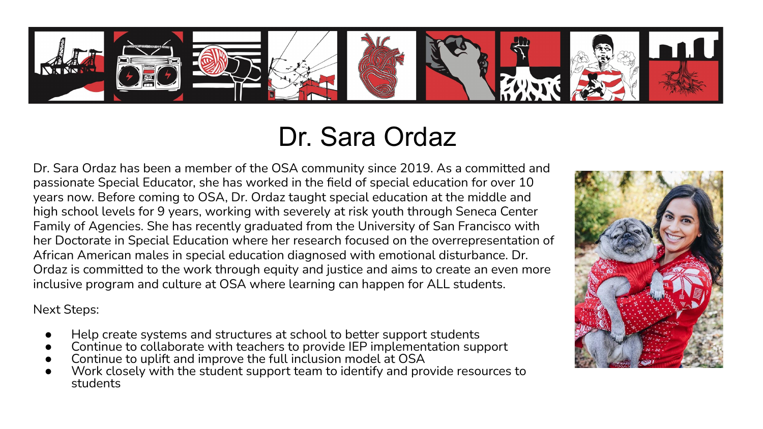# Dr. Sara Ordaz

Dr. Sara Ordaz has been a member of the OSA community since 2019. As a committed and passionate Special Educator, she has worked in the field of special education for over 10 years now. Before coming to OSA, Dr. Ordaz taught special education at the middle and high school levels for 9 years, working with severely at risk youth through Seneca Center Family of Agencies. She has recently graduated from the University of San Francisco with her Doctorate in Special Education where her research focused on the overrepresentation of African American males in special education diagnosed with emotional disturbance. Dr. Ordaz is committed to the work through equity and justice and aims to create an even more inclusive program and culture at OSA where learning can happen for ALL students.

Next Steps:

- Help create systems and structures at school to better support students
- Continue to collaborate with teachers to provide IEP implementation support
- Continue to uplift and improve the full inclusion model at OSA
- Work closely with the student support team to identify and provide resources to students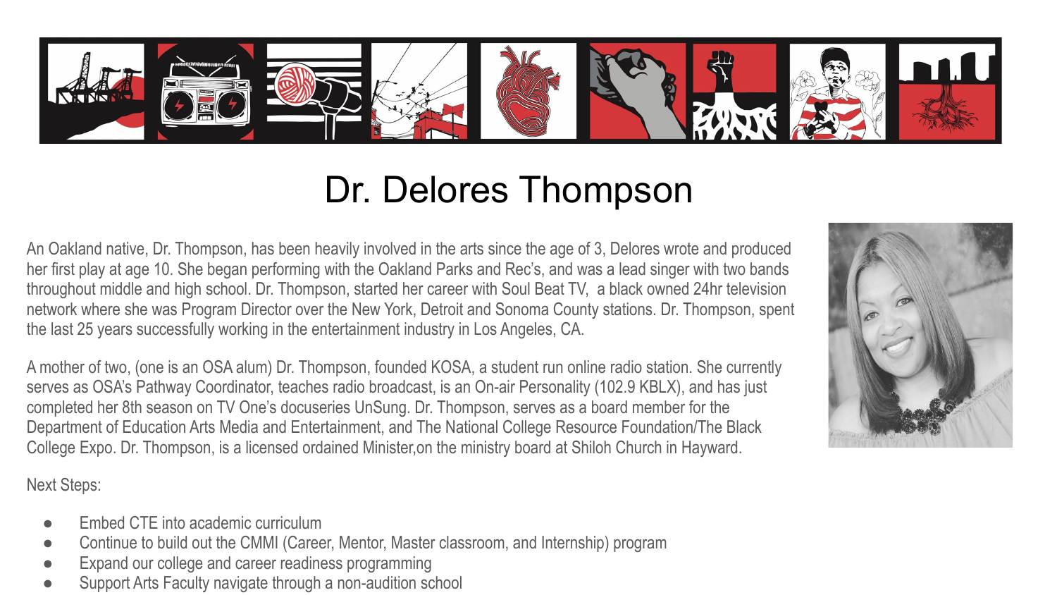# Dr. Delores Thompson

An Oakland native, Dr. Thompson, has been heavily involved in the arts since the age of 3, Delores wrote and produced her first play at age 10. She began performing with the Oakland Parks and Rec's, and was a lead singer with two bands throughout middle and high school. Dr. Thompson, started her career with Soul Beat TV, a black owned 24hr television network where she was Program Director over the New York, Detroit and Sonoma County stations. Dr. Thompson, spent the last 25 years successfully working in the entertainment industry in Los Angeles, CA.

A mother of two, (one is an OSA alum) Dr. Thompson, founded KOSA, a student run online radio station. She currently serves as OSA's Pathway Coordinator, teaches radio broadcast, is an On-air Personality (102.9 KBLX), and has just completed her 8th season on TV One's docuseries UnSung. Dr. Thompson, serves as a board member for the Department of Education Arts Media and Entertainment, and The National College Resource Foundation/The Black College Expo. Dr. Thompson, is a licensed ordained Minister,on the ministry board at Shiloh Church in Hayward.

Next Steps:

- Embed CTE into academic curriculum
- Continue to build out the CMMI (Career, Mentor, Master classroom, and Internship) program
- Expand our college and career readiness programming
- Support Arts Faculty navigate through a non-audition school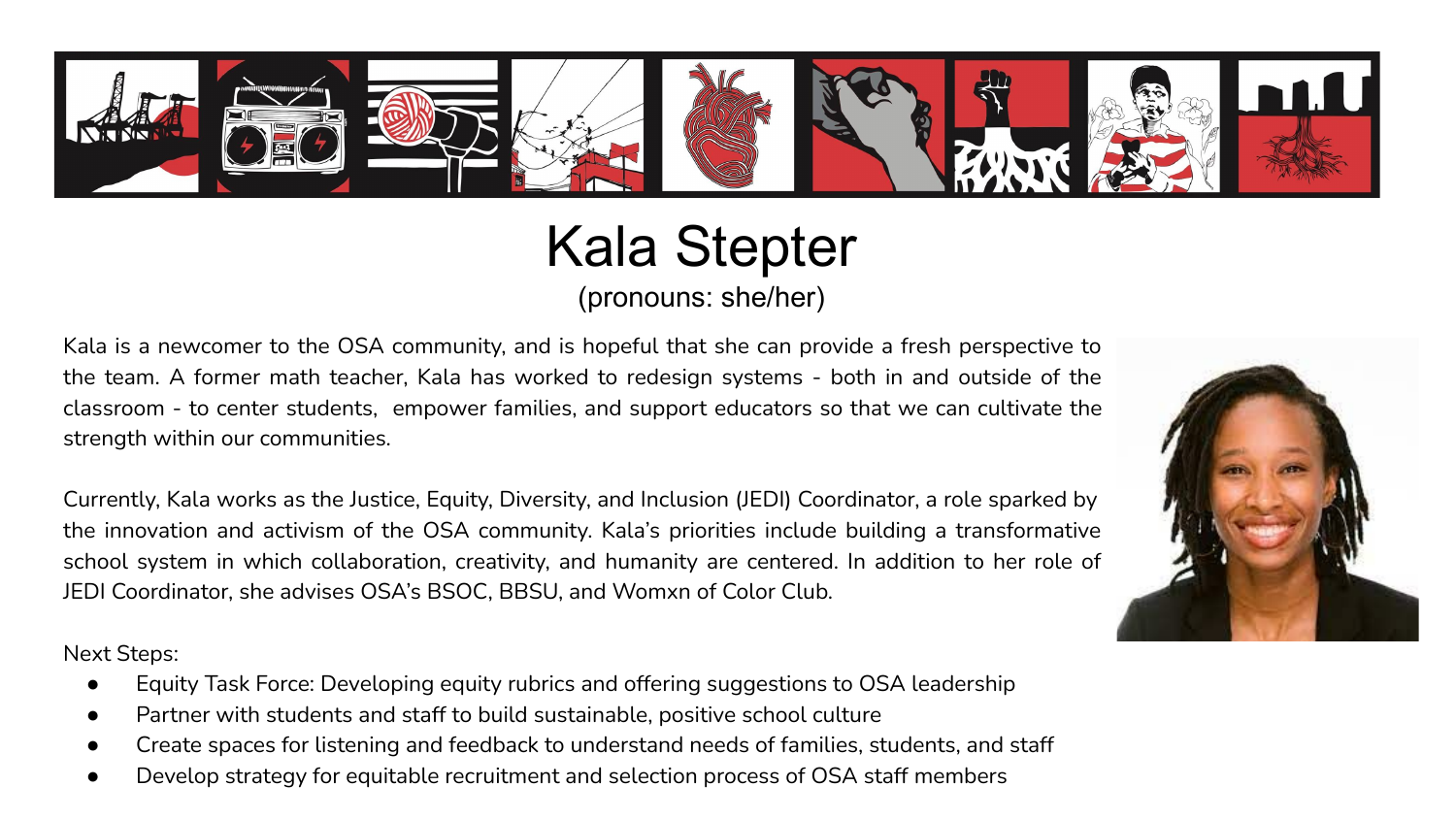# Kala Stepter

(pronouns: she/her)

Kala is a newcomer to the OSA community, and is hopeful that she can provide a fresh perspective to the team. A former math teacher, Kala has worked to redesign systems - both in and outside of the classroom - to center students, empower families, and support educators so that we can cultivate the strength within our communities.

Currently, Kala works as the Justice, Equity, Diversity, and Inclusion (JEDI) Coordinator, a role sparked by the innovation and activism of the OSA community. Kala's priorities include building a transformative school system in which collaboration, creativity, and humanity are centered. In addition to her role of JEDI Coordinator, she advises OSA's BSOC, BBSU, and Womxn of Color Club.

Next Steps:

- Equity Task Force: Developing equity rubrics and offering suggestions to OSA leadership
- Partner with students and staff to build sustainable, positive school culture
- Create spaces for listening and feedback to understand needs of families, students, and staff
- Develop strategy for equitable recruitment and selection process of OSA staff members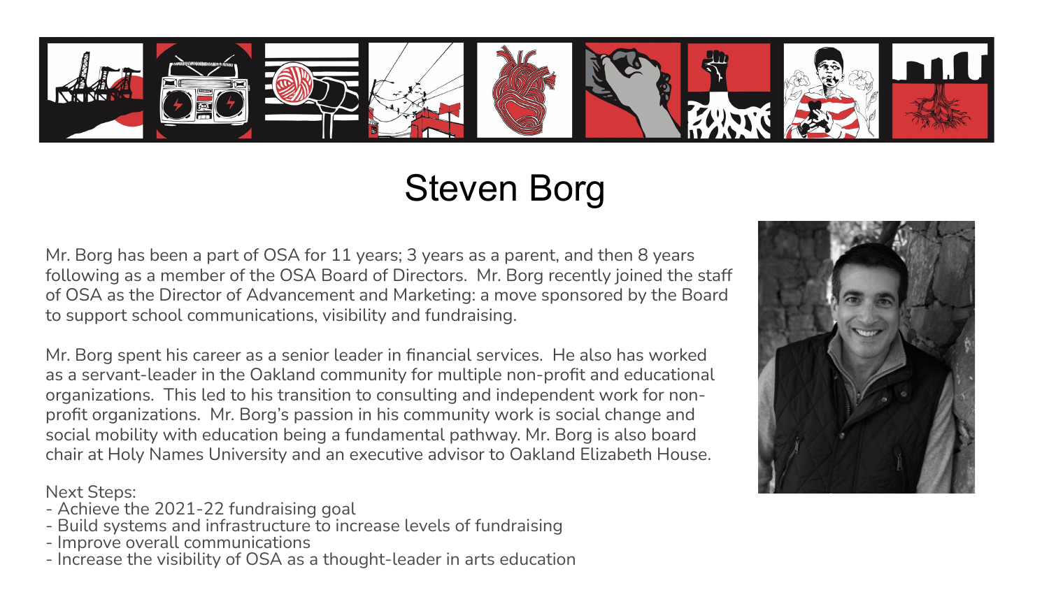# Steven Borg

Mr. Borg has been a part of OSA for 11 years; 3 years as a parent, and then 8 years following as a member of the OSA Board of Directors. Mr. Borg recently joined the staff of OSA as the Director of Advancement and Marketing: a move sponsored by the Board to support school communications, visibility and fundraising.

Mr. Borg spent his career as a senior leader in financial services. He also has worked as a servant-leader in the Oakland community for multiple non-profit and educational organizations. This led to his transition to consulting and independent work for non-profit organizations. Mr. Borg's passion in his community work is social change and social mobility with education being a fundamental pathway. Mr. Borg is also board chair at Holy Names University and an executive advisor to Oakland Elizabeth House.

Next Steps:

- Achieve the 2021-22 fundraising goal
- Build systems and infrastructure to increase levels of fundraising
- Improve overall communications
- Increase the visibility of OSA as a thought-leader in arts education